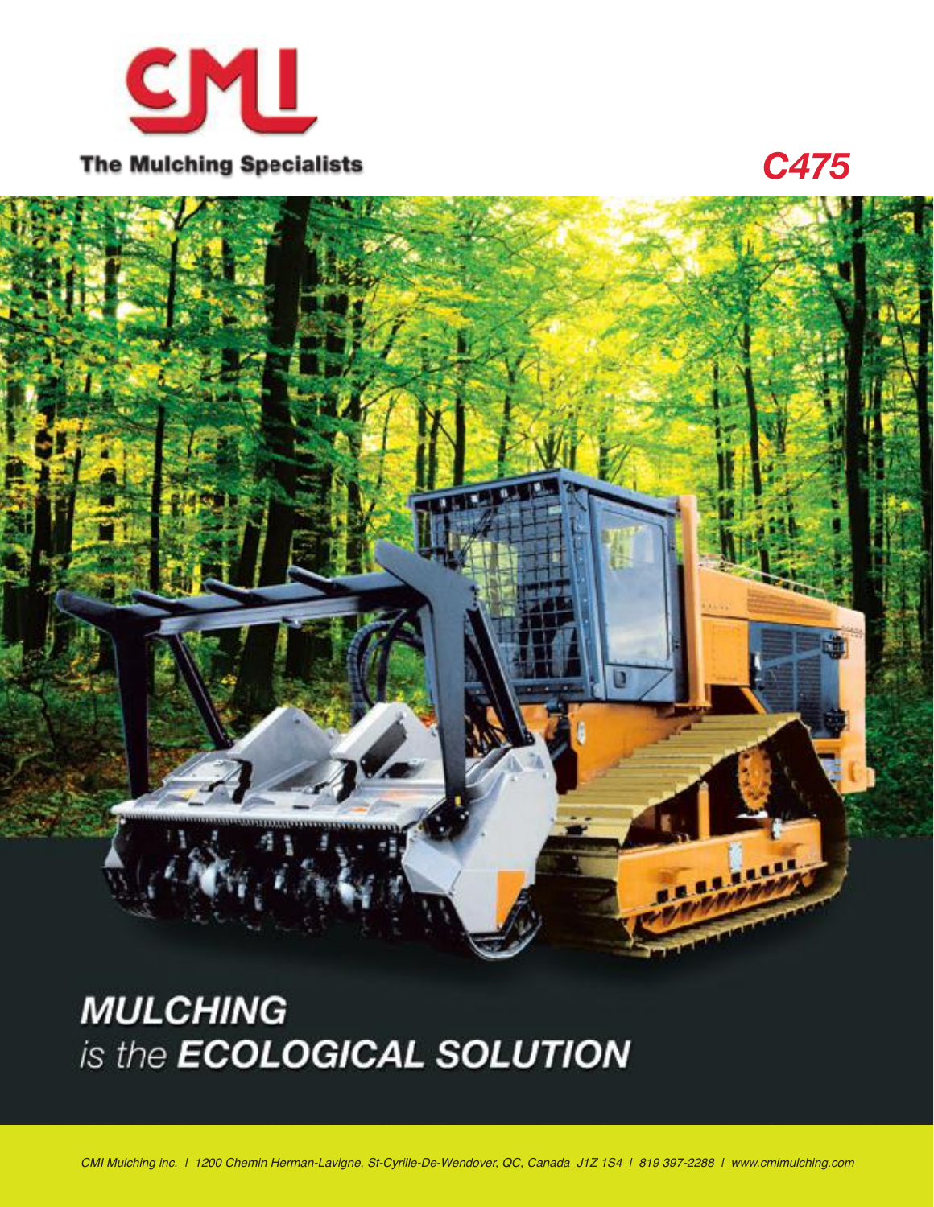# CML

**The Mulching Specialists**

## *C475*

## *MULCHING*
*is the* ***ECOLOGICAL SOLUTION***

*CMI Mulching inc. | 1200 Chemin Herman-Lavigne, St-Cyrille-De-Wendover, QC, Canada J1Z 1S4 | 819 397-2288 | www.cmimulching.com*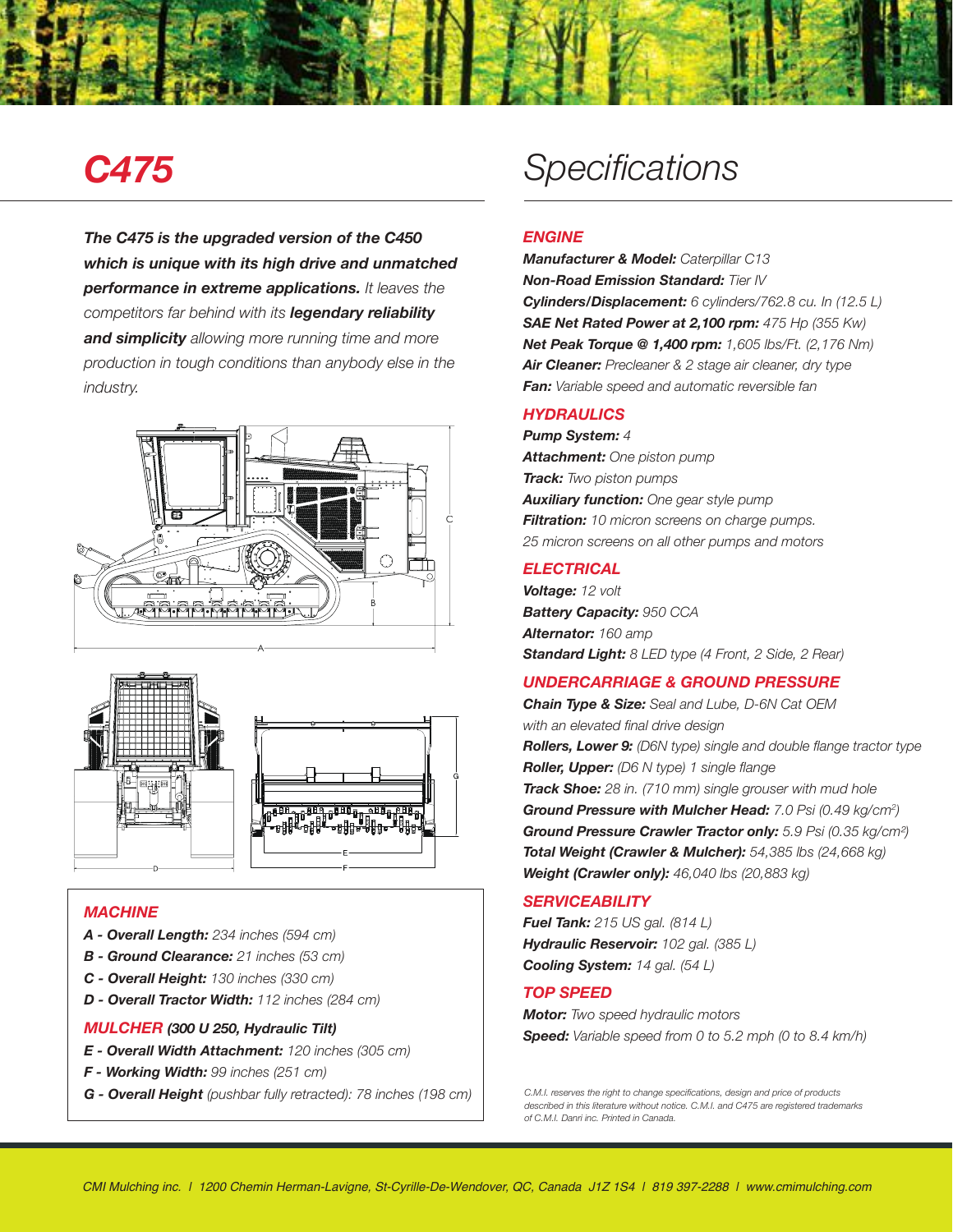# C475

***The C475 is the upgraded version of the C450 which is unique with its high drive and unmatched performance in extreme applications.*** *It leaves the competitors far behind with its* ***legendary reliability and simplicity*** *allowing more running time and more production in tough conditions than anybody else in the industry.*

A

B

C

D

E

F

G

## MACHINE

***A - Overall Length:*** *234 inches (594 cm)*
***B - Ground Clearance:*** *21 inches (53 cm)*
***C - Overall Height:*** *130 inches (330 cm)*
***D - Overall Tractor Width:*** *112 inches (284 cm)*

## MULCHER *(300 U 250, Hydraulic Tilt)*

***E - Overall Width Attachment:*** *120 inches (305 cm)*
***F - Working Width:*** *99 inches (251 cm)*
***G - Overall Height*** *(pushbar fully retracted): 78 inches (198 cm)*

# Specifications

## ENGINE

***Manufacturer & Model:*** *Caterpillar C13*
***Non-Road Emission Standard:*** *Tier IV*
***Cylinders/Displacement:*** *6 cylinders/762.8 cu. In (12.5 L)*
***SAE Net Rated Power at 2,100 rpm:*** *475 Hp (355 Kw)*
***Net Peak Torque @ 1,400 rpm:*** *1,605 lbs/Ft. (2,176 Nm)*
***Air Cleaner:*** *Precleaner & 2 stage air cleaner, dry type*
***Fan:*** *Variable speed and automatic reversible fan*

## HYDRAULICS

***Pump System:*** *4*
***Attachment:*** *One piston pump*
***Track:*** *Two piston pumps*
***Auxiliary function:*** *One gear style pump*
***Filtration:*** *10 micron screens on charge pumps. 25 micron screens on all other pumps and motors*

## ELECTRICAL

***Voltage:*** *12 volt*
***Battery Capacity:*** *950 CCA*
***Alternator:*** *160 amp*
***Standard Light:*** *8 LED type (4 Front, 2 Side, 2 Rear)*

## UNDERCARRIAGE & GROUND PRESSURE

***Chain Type & Size:*** *Seal and Lube, D-6N Cat OEM with an elevated final drive design*
***Rollers, Lower 9:*** *(D6N type) single and double flange tractor type*
***Roller, Upper:*** *(D6 N type) 1 single flange*
***Track Shoe:*** *28 in. (710 mm) single grouser with mud hole*
***Ground Pressure with Mulcher Head:*** *7.0 Psi (0.49 kg/cm²)*
***Ground Pressure Crawler Tractor only:*** *5.9 Psi (0.35 kg/cm²)*
***Total Weight (Crawler & Mulcher):*** *54,385 lbs (24,668 kg)*
***Weight (Crawler only):*** *46,040 lbs (20,883 kg)*

## SERVICEABILITY

***Fuel Tank:*** *215 US gal. (814 L)*
***Hydraulic Reservoir:*** *102 gal. (385 L)*
***Cooling System:*** *14 gal. (54 L)*

## TOP SPEED

***Motor:*** *Two speed hydraulic motors*
***Speed:*** *Variable speed from 0 to 5.2 mph (0 to 8.4 km/h)*

*C.M.I. reserves the right to change specifications, design and price of products described in this literature without notice. C.M.I. and C475 are registered trademarks of C.M.I. Danri inc. Printed in Canada.*

*CMI Mulching inc. I 1200 Chemin Herman-Lavigne, St-Cyrille-De-Wendover, QC, Canada J1Z 1S4 I 819 397-2288 I www.cmimulching.com*